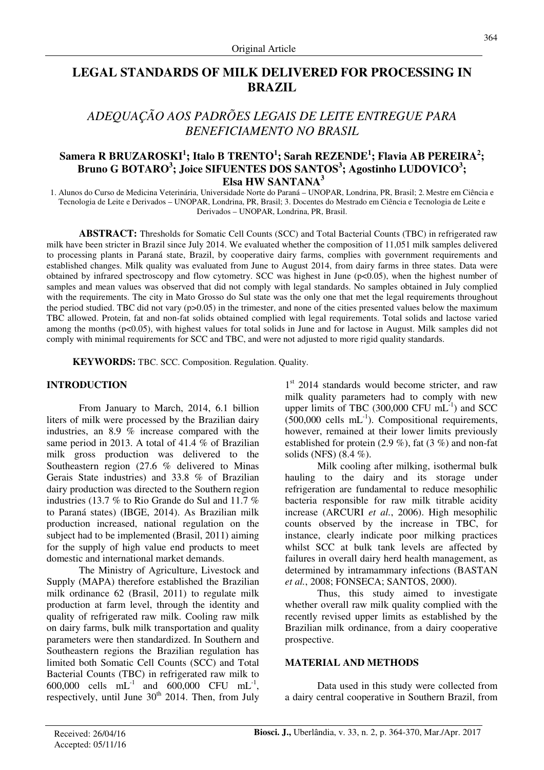Original Article

# LEGAL STANDARDS OF MILK DELIVERED FOR PROCESSING IN BRAZIL

## *ADEQUAÇÃO AOS PADRÕES LEGAIS DE LEITE ENTREGUE PARA BENEFICIAMENTO NO BRASIL*

**Samera R BRUZAROSKI[1]; Italo B TRENTO[1]; Sarah REZENDE[1]; Flavia AB PEREIRA[2]; Bruno G BOTARO[3]; Joice SIFUENTES DOS SANTOS[3]; Agostinho LUDOVICO[3]; Elsa HW SANTANA[3]**

1. Alunos do Curso de Medicina Veterinária, Universidade Norte do Paraná – UNOPAR, Londrina, PR, Brasil; 2. Mestre em Ciência e Tecnologia de Leite e Derivados – UNOPAR, Londrina, PR, Brasil; 3. Docentes do Mestrado em Ciência e Tecnologia de Leite e Derivados – UNOPAR, Londrina, PR, Brasil.

**ABSTRACT:** Thresholds for Somatic Cell Counts (SCC) and Total Bacterial Counts (TBC) in refrigerated raw milk have been stricter in Brazil since July 2014. We evaluated whether the composition of 11,051 milk samples delivered to processing plants in Paraná state, Brazil, by cooperative dairy farms, complies with government requirements and established changes. Milk quality was evaluated from June to August 2014, from dairy farms in three states. Data were obtained by infrared spectroscopy and flow cytometry. SCC was highest in June ($p<0.05$), when the highest number of samples and mean values was observed that did not comply with legal standards. No samples obtained in July complied with the requirements. The city in Mato Grosso do Sul state was the only one that met the legal requirements throughout the period studied. TBC did not vary ($p>0.05$) in the trimester, and none of the cities presented values below the maximum TBC allowed. Protein, fat and non-fat solids obtained complied with legal requirements. Total solids and lactose varied among the months ($p<0.05$), with highest values for total solids in June and for lactose in August. Milk samples did not comply with minimal requirements for SCC and TBC, and were not adjusted to more rigid quality standards.

**KEYWORDS:** TBC. SCC. Composition. Regulation. Quality.

## INTRODUCTION

From January to March, 2014, 6.1 billion liters of milk were processed by the Brazilian dairy industries, an 8.9 % increase compared with the same period in 2013. A total of 41.4 % of Brazilian milk gross production was delivered to the Southeastern region (27.6 % delivered to Minas Gerais State industries) and 33.8 % of Brazilian dairy production was directed to the Southern region industries (13.7 % to Rio Grande do Sul and 11.7 % to Paraná states) (IBGE, 2014). As Brazilian milk production increased, national regulation on the subject had to be implemented (Brasil, 2011) aiming for the supply of high value end products to meet domestic and international market demands.

The Ministry of Agriculture, Livestock and Supply (MAPA) therefore established the Brazilian milk ordinance 62 (Brasil, 2011) to regulate milk production at farm level, through the identity and quality of refrigerated raw milk. Cooling raw milk on dairy farms, bulk milk transportation and quality parameters were then standardized. In Southern and Southeastern regions the Brazilian regulation has limited both Somatic Cell Counts (SCC) and Total Bacterial Counts (TBC) in refrigerated raw milk to 600,000 cells $mL^{-1}$ and 600,000 CFU $mL^{-1}$, respectively, until June $30^{th}$ 2014. Then, from July $1^{st}$ 2014 standards would become stricter, and raw milk quality parameters had to comply with new upper limits of TBC (300,000 CFU $mL^{-1}$) and SCC (500,000 cells $mL^{-1}$). Compositional requirements, however, remained at their lower limits previously established for protein (2.9 %), fat (3 %) and non-fat solids (NFS) (8.4 %).

Milk cooling after milking, isothermal bulk hauling to the dairy and its storage under refrigeration are fundamental to reduce mesophilic bacteria responsible for raw milk titrable acidity increase (ARCURI *et al.*, 2006). High mesophilic counts observed by the increase in TBC, for instance, clearly indicate poor milking practices whilst SCC at bulk tank levels are affected by failures in overall dairy herd health management, as determined by intramammary infections (BASTAN *et al.*, 2008; FONSECA; SANTOS, 2000).

Thus, this study aimed to investigate whether overall raw milk quality complied with the recently revised upper limits as established by the Brazilian milk ordinance, from a dairy cooperative prospective.

## MATERIAL AND METHODS

Data used in this study were collected from a dairy central cooperative in Southern Brazil, from

Received: 26/04/16
Accepted: 05/11/16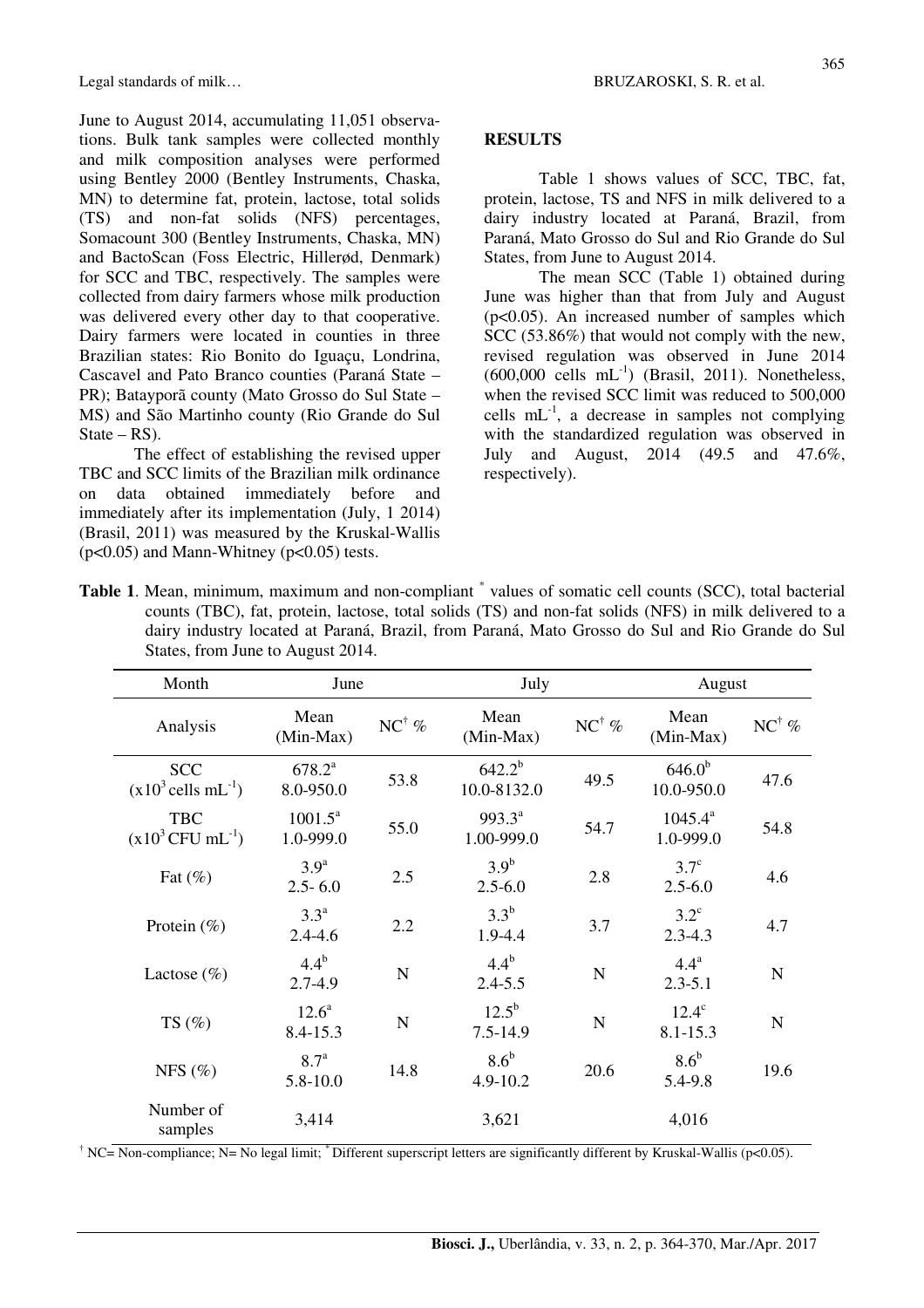June to August 2014, accumulating 11,051 observations. Bulk tank samples were collected monthly and milk composition analyses were performed using Bentley 2000 (Bentley Instruments, Chaska, MN) to determine fat, protein, lactose, total solids (TS) and non-fat solids (NFS) percentages, Somacount 300 (Bentley Instruments, Chaska, MN) and BactoScan (Foss Electric, Hillerød, Denmark) for SCC and TBC, respectively. The samples were collected from dairy farmers whose milk production was delivered every other day to that cooperative. Dairy farmers were located in counties in three Brazilian states: Rio Bonito do Iguaçu, Londrina, Cascavel and Pato Branco counties (Paraná State – PR); Batayporã county (Mato Grosso do Sul State – MS) and São Martinho county (Rio Grande do Sul State – RS).

The effect of establishing the revised upper TBC and SCC limits of the Brazilian milk ordinance on data obtained immediately before and immediately after its implementation (July, 1 2014) (Brasil, 2011) was measured by the Kruskal-Wallis ($p<0.05$) and Mann-Whitney ($p<0.05$) tests.

## RESULTS

Table 1 shows values of SCC, TBC, fat, protein, lactose, TS and NFS in milk delivered to a dairy industry located at Paraná, Brazil, from Paraná, Mato Grosso do Sul and Rio Grande do Sul States, from June to August 2014.

The mean SCC (Table 1) obtained during June was higher than that from July and August ($p<0.05$). An increased number of samples which SCC (53.86%) that would not comply with the new, revised regulation was observed in June 2014 (600,000 cells $mL^{-1}$) (Brasil, 2011). Nonetheless, when the revised SCC limit was reduced to 500,000 cells $mL^{-1}$, a decrease in samples not complying with the standardized regulation was observed in July and August, 2014 (49.5 and 47.6%, respectively).

**Table 1**. Mean, minimum, maximum and non-compliant [*] values of somatic cell counts (SCC), total bacterial counts (TBC), fat, protein, lactose, total solids (TS) and non-fat solids (NFS) in milk delivered to a dairy industry located at Paraná, Brazil, from Paraná, Mato Grosso do Sul and Rio Grande do Sul States, from June to August 2014.

| Month | June | | July | | August | |
|---|---|---|---|---|---|---|
| Analysis | Mean (Min-Max) | NC[†] % | Mean (Min-Max) | NC[†] % | Mean (Min-Max) | NC[†] % |
| SCC ($x10^3$ cells $mL^{-1}$) | $678.2^a$ 8.0-950.0 | 53.8 | $642.2^b$ 10.0-8132.0 | 49.5 | $646.0^b$ 10.0-950.0 | 47.6 |
| TBC ($x10^3$ CFU $mL^{-1}$) | $1001.5^a$ 1.0-999.0 | 55.0 | $993.3^a$ 1.00-999.0 | 54.7 | $1045.4^a$ 1.0-999.0 | 54.8 |
| Fat (%) | $3.9^a$ 2.5- 6.0 | 2.5 | $3.9^b$ 2.5-6.0 | 2.8 | $3.7^c$ 2.5-6.0 | 4.6 |
| Protein (%) | $3.3^a$ 2.4-4.6 | 2.2 | $3.3^b$ 1.9-4.4 | 3.7 | $3.2^c$ 2.3-4.3 | 4.7 |
| Lactose (%) | $4.4^b$ 2.7-4.9 | N | $4.4^b$ 2.4-5.5 | N | $4.4^a$ 2.3-5.1 | N |
| TS (%) | $12.6^a$ 8.4-15.3 | N | $12.5^b$ 7.5-14.9 | N | $12.4^c$ 8.1-15.3 | N |
| NFS (%) | $8.7^a$ 5.8-10.0 | 14.8 | $8.6^b$ 4.9-10.2 | 20.6 | $8.6^b$ 5.4-9.8 | 19.6 |
| Number of samples | 3,414 | | 3,621 | | 4,016 | |

[†] NC= Non-compliance; N= No legal limit; [*] Different superscript letters are significantly different by Kruskal-Wallis ($p<0.05$).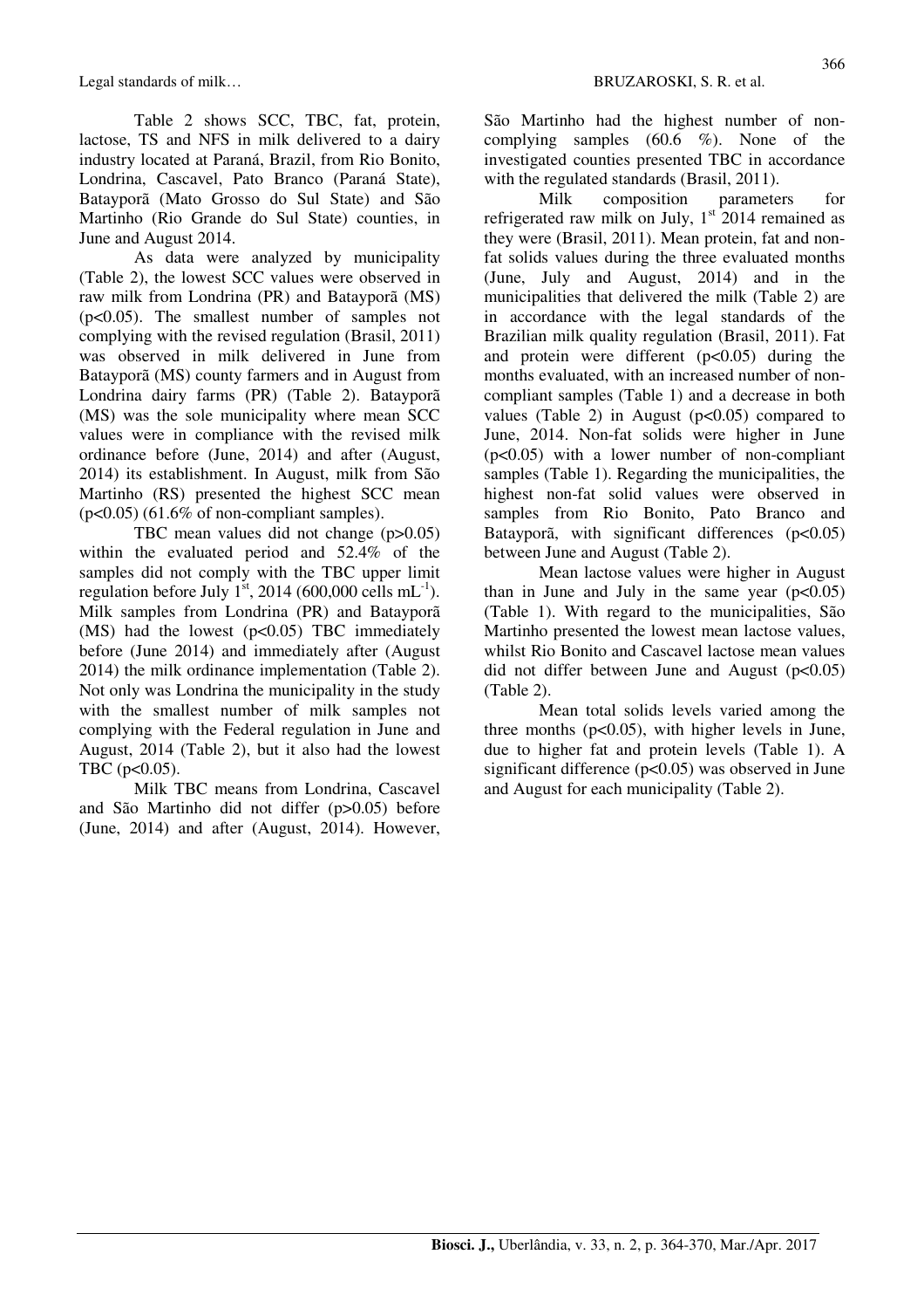Table 2 shows SCC, TBC, fat, protein, lactose, TS and NFS in milk delivered to a dairy industry located at Paraná, Brazil, from Rio Bonito, Londrina, Cascavel, Pato Branco (Paraná State), Batayporã (Mato Grosso do Sul State) and São Martinho (Rio Grande do Sul State) counties, in June and August 2014.

As data were analyzed by municipality (Table 2), the lowest SCC values were observed in raw milk from Londrina (PR) and Batayporã (MS) ($p<0.05$). The smallest number of samples not complying with the revised regulation (Brasil, 2011) was observed in milk delivered in June from Batayporã (MS) county farmers and in August from Londrina dairy farms (PR) (Table 2). Batayporã (MS) was the sole municipality where mean SCC values were in compliance with the revised milk ordinance before (June, 2014) and after (August, 2014) its establishment. In August, milk from São Martinho (RS) presented the highest SCC mean ($p<0.05$) (61.6% of non-compliant samples).

TBC mean values did not change ($p>0.05$) within the evaluated period and 52.4% of the samples did not comply with the TBC upper limit regulation before July 1st, 2014 (600,000 cells $mL^{-1}$). Milk samples from Londrina (PR) and Batayporã (MS) had the lowest ($p<0.05$) TBC immediately before (June 2014) and immediately after (August 2014) the milk ordinance implementation (Table 2). Not only was Londrina the municipality in the study with the smallest number of milk samples not complying with the Federal regulation in June and August, 2014 (Table 2), but it also had the lowest TBC ($p<0.05$).

Milk TBC means from Londrina, Cascavel and São Martinho did not differ ($p>0.05$) before (June, 2014) and after (August, 2014). However, São Martinho had the highest number of non-complying samples (60.6 %). None of the investigated counties presented TBC in accordance with the regulated standards (Brasil, 2011).

Milk composition parameters for refrigerated raw milk on July, 1st 2014 remained as they were (Brasil, 2011). Mean protein, fat and non-fat solids values during the three evaluated months (June, July and August, 2014) and in the municipalities that delivered the milk (Table 2) are in accordance with the legal standards of the Brazilian milk quality regulation (Brasil, 2011). Fat and protein were different ($p<0.05$) during the months evaluated, with an increased number of non-compliant samples (Table 1) and a decrease in both values (Table 2) in August ($p<0.05$) compared to June, 2014. Non-fat solids were higher in June ($p<0.05$) with a lower number of non-compliant samples (Table 1). Regarding the municipalities, the highest non-fat solid values were observed in samples from Rio Bonito, Pato Branco and Batayporã, with significant differences ($p<0.05$) between June and August (Table 2).

Mean lactose values were higher in August than in June and July in the same year ($p<0.05$) (Table 1). With regard to the municipalities, São Martinho presented the lowest mean lactose values, whilst Rio Bonito and Cascavel lactose mean values did not differ between June and August ($p<0.05$) (Table 2).

Mean total solids levels varied among the three months ($p<0.05$), with higher levels in June, due to higher fat and protein levels (Table 1). A significant difference ($p<0.05$) was observed in June and August for each municipality (Table 2).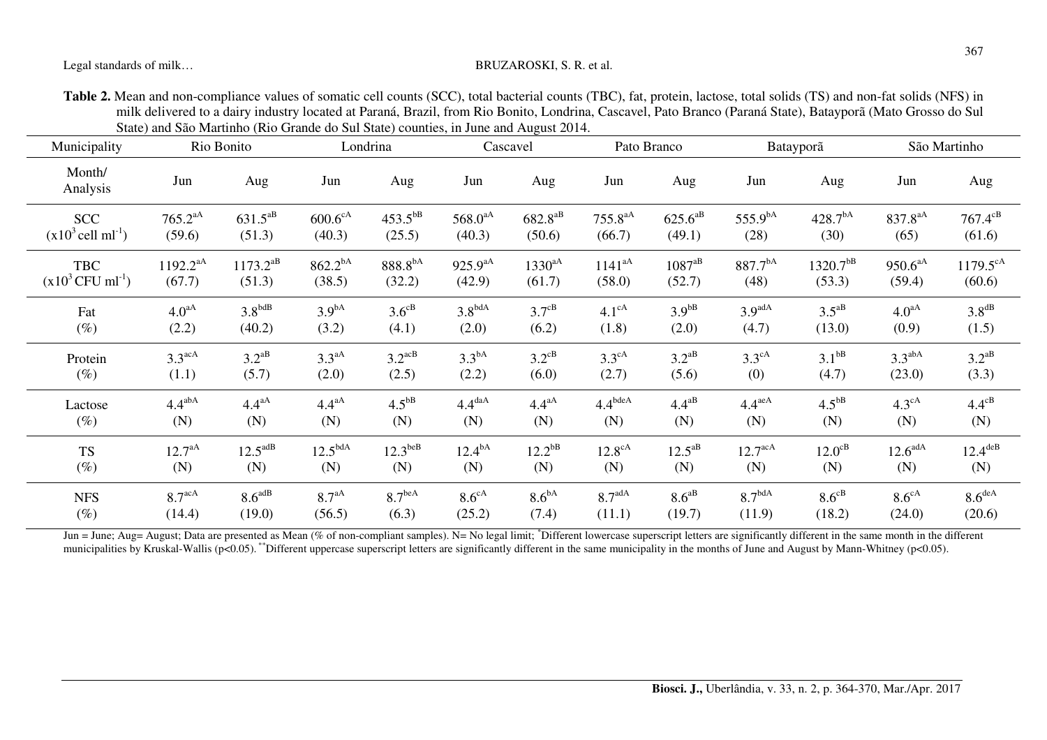**Table 2.** Mean and non-compliance values of somatic cell counts (SCC), total bacterial counts (TBC), fat, protein, lactose, total solids (TS) and non-fat solids (NFS) in milk delivered to a dairy industry located at Paraná, Brazil, from Rio Bonito, Londrina, Cascavel, Pato Branco (Paraná State), Batayporã (Mato Grosso do Sul State) and São Martinho (Rio Grande do Sul State) counties, in June and August 2014.

| Municipality | Rio Bonito | | Londrina | | Cascavel | | Pato Branco | | Batayporã | | São Martinho | |
|---|---|---|---|---|---|---|---|---|---|---|---|---|
| Month/ Analysis | Jun | Aug | Jun | Aug | Jun | Aug | Jun | Aug | Jun | Aug | Jun | Aug |
| SCC ($x10^3$ cell $ml^{-1}$) | $765.2^{aA}$ (59.6) | $631.5^{aB}$ (51.3) | $600.6^{cA}$ (40.3) | $453.5^{bB}$ (25.5) | $568.0^{aA}$ (40.3) | $682.8^{aB}$ (50.6) | $755.8^{aA}$ (66.7) | $625.6^{aB}$ (49.1) | $555.9^{bA}$ (28) | $428.7^{bA}$ (30) | $837.8^{aA}$ (65) | $767.4^{cB}$ (61.6) |
| TBC ($x10^3$ CFU $ml^{-1}$) | $1192.2^{aA}$ (67.7) | $1173.2^{aB}$ (51.3) | $862.2^{bA}$ (38.5) | $888.8^{bA}$ (32.2) | $925.9^{aA}$ (42.9) | $1330^{aA}$ (61.7) | $1141^{aA}$ (58.0) | $1087^{aB}$ (52.7) | $887.7^{bA}$ (48) | $1320.7^{bB}$ (53.3) | $950.6^{aA}$ (59.4) | $1179.5^{cA}$ (60.6) |
| Fat (%) | $4.0^{aA}$ (2.2) | $3.8^{bdB}$ (40.2) | $3.9^{bA}$ (3.2) | $3.6^{cB}$ (4.1) | $3.8^{bdA}$ (2.0) | $3.7^{cB}$ (6.2) | $4.1^{cA}$ (1.8) | $3.9^{bB}$ (2.0) | $3.9^{adA}$ (4.7) | $3.5^{aB}$ (13.0) | $4.0^{aA}$ (0.9) | $3.8^{dB}$ (1.5) |
| Protein (%) | $3.3^{acA}$ (1.1) | $3.2^{aB}$ (5.7) | $3.3^{aA}$ (2.0) | $3.2^{acB}$ (2.5) | $3.3^{bA}$ (2.2) | $3.2^{cB}$ (6.0) | $3.3^{cA}$ (2.7) | $3.2^{aB}$ (5.6) | $3.3^{cA}$ (0) | $3.1^{bB}$ (4.7) | $3.3^{abA}$ (23.0) | $3.2^{aB}$ (3.3) |
| Lactose (%) | $4.4^{abA}$ (N) | $4.4^{aA}$ (N) | $4.4^{aA}$ (N) | $4.5^{bB}$ (N) | $4.4^{daA}$ (N) | $4.4^{aA}$ (N) | $4.4^{bdeA}$ (N) | $4.4^{aB}$ (N) | $4.4^{aeA}$ (N) | $4.5^{bB}$ (N) | $4.3^{cA}$ (N) | $4.4^{cB}$ (N) |
| TS (%) | $12.7^{aA}$ (N) | $12.5^{adB}$ (N) | $12.5^{bdA}$ (N) | $12.3^{beB}$ (N) | $12.4^{bA}$ (N) | $12.2^{bB}$ (N) | $12.8^{cA}$ (N) | $12.5^{aB}$ (N) | $12.7^{acA}$ (N) | $12.0^{cB}$ (N) | $12.6^{adA}$ (N) | $12.4^{deB}$ (N) |
| NFS (%) | $8.7^{acA}$ (14.4) | $8.6^{adB}$ (19.0) | $8.7^{aA}$ (56.5) | $8.7^{beA}$ (6.3) | $8.6^{cA}$ (25.2) | $8.6^{bA}$ (7.4) | $8.7^{adA}$ (11.1) | $8.6^{aB}$ (19.7) | $8.7^{bdA}$ (11.9) | $8.6^{cB}$ (18.2) | $8.6^{cA}$ (24.0) | $8.6^{deA}$ (20.6) |

Jun = June; Aug= August; Data are presented as Mean (% of non-compliant samples). N= No legal limit; *Different lowercase superscript letters are significantly different in the same month in the different municipalities by Kruskal-Wallis ($p<0.05$). **Different uppercase superscript letters are significantly different in the same municipality in the months of June and August by Mann-Whitney ($p<0.05$).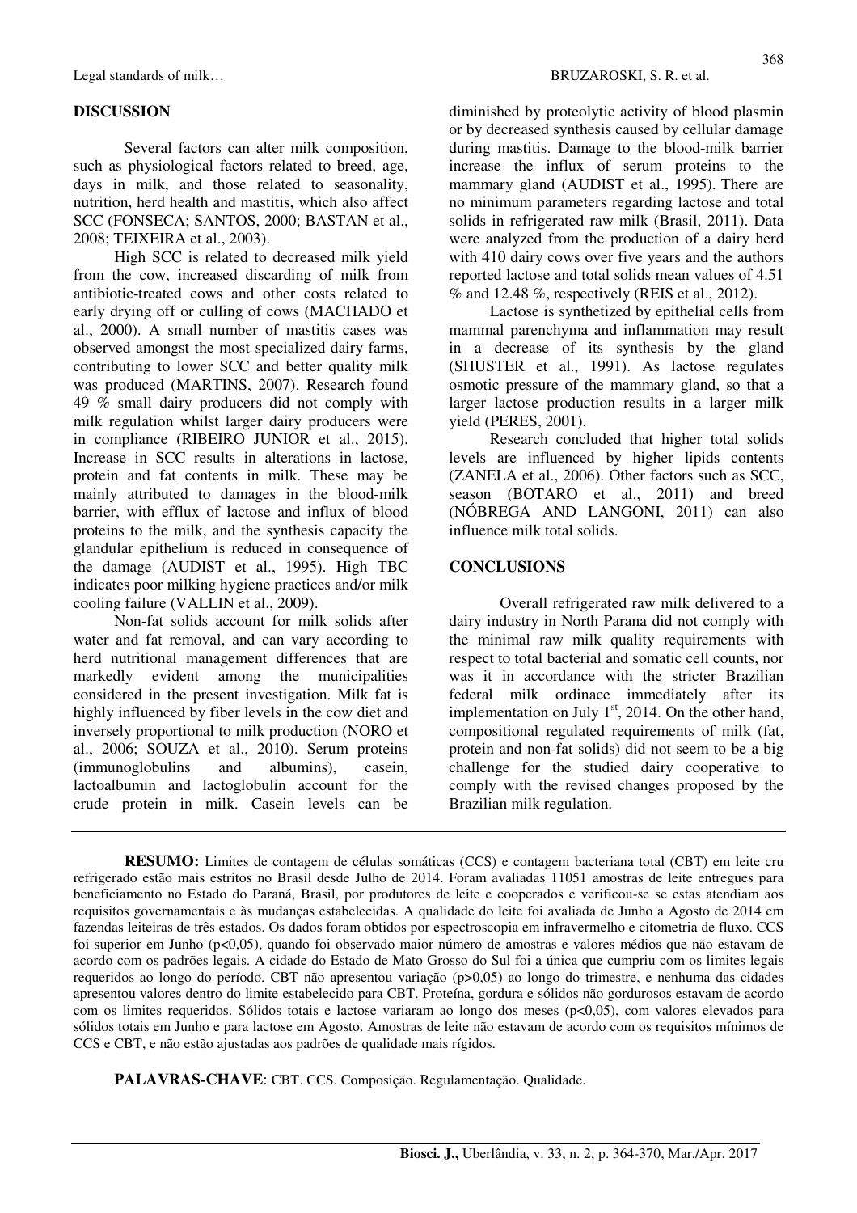## DISCUSSION

Several factors can alter milk composition, such as physiological factors related to breed, age, days in milk, and those related to seasonality, nutrition, herd health and mastitis, which also affect SCC (FONSECA; SANTOS, 2000; BASTAN et al., 2008; TEIXEIRA et al., 2003).

High SCC is related to decreased milk yield from the cow, increased discarding of milk from antibiotic-treated cows and other costs related to early drying off or culling of cows (MACHADO et al., 2000). A small number of mastitis cases was observed amongst the most specialized dairy farms, contributing to lower SCC and better quality milk was produced (MARTINS, 2007). Research found 49 % small dairy producers did not comply with milk regulation whilst larger dairy producers were in compliance (RIBEIRO JUNIOR et al., 2015). Increase in SCC results in alterations in lactose, protein and fat contents in milk. These may be mainly attributed to damages in the blood-milk barrier, with efflux of lactose and influx of blood proteins to the milk, and the synthesis capacity the glandular epithelium is reduced in consequence of the damage (AUDIST et al., 1995). High TBC indicates poor milking hygiene practices and/or milk cooling failure (VALLIN et al., 2009).

Non-fat solids account for milk solids after water and fat removal, and can vary according to herd nutritional management differences that are markedly evident among the municipalities considered in the present investigation. Milk fat is highly influenced by fiber levels in the cow diet and inversely proportional to milk production (NORO et al., 2006; SOUZA et al., 2010). Serum proteins (immunoglobulins and albumins), casein, lactoalbumin and lactoglobulin account for the crude protein in milk. Casein levels can be diminished by proteolytic activity of blood plasmin or by decreased synthesis caused by cellular damage during mastitis. Damage to the blood-milk barrier increase the influx of serum proteins to the mammary gland (AUDIST et al., 1995). There are no minimum parameters regarding lactose and total solids in refrigerated raw milk (Brasil, 2011). Data were analyzed from the production of a dairy herd with 410 dairy cows over five years and the authors reported lactose and total solids mean values of 4.51 % and 12.48 %, respectively (REIS et al., 2012).

Lactose is synthetized by epithelial cells from mammal parenchyma and inflammation may result in a decrease of its synthesis by the gland (SHUSTER et al., 1991). As lactose regulates osmotic pressure of the mammary gland, so that a larger lactose production results in a larger milk yield (PERES, 2001).

Research concluded that higher total solids levels are influenced by higher lipids contents (ZANELA et al., 2006). Other factors such as SCC, season (BOTARO et al., 2011) and breed (NÓBREGA AND LANGONI, 2011) can also influence milk total solids.

## CONCLUSIONS

Overall refrigerated raw milk delivered to a dairy industry in North Parana did not comply with the minimal raw milk quality requirements with respect to total bacterial and somatic cell counts, nor was it in accordance with the stricter Brazilian federal milk ordinace immediately after its implementation on July 1st, 2014. On the other hand, compositional regulated requirements of milk (fat, protein and non-fat solids) did not seem to be a big challenge for the studied dairy cooperative to comply with the revised changes proposed by the Brazilian milk regulation.

---

**RESUMO:** Limites de contagem de células somáticas (CCS) e contagem bacteriana total (CBT) em leite cru refrigerado estão mais estritos no Brasil desde Julho de 2014. Foram avaliadas 11051 amostras de leite entregues para beneficiamento no Estado do Paraná, Brasil, por produtores de leite e cooperados e verificou-se se estas atendiam aos requisitos governamentais e às mudanças estabelecidas. A qualidade do leite foi avaliada de Junho a Agosto de 2014 em fazendas leiteiras de três estados. Os dados foram obtidos por espectroscopia em infravermelho e citometria de fluxo. CCS foi superior em Junho ($p<0,05$), quando foi observado maior número de amostras e valores médios que não estavam de acordo com os padrões legais. A cidade do Estado de Mato Grosso do Sul foi a única que cumpriu com os limites legais requeridos ao longo do período. CBT não apresentou variação ($p>0,05$) ao longo do trimestre, e nenhuma das cidades apresentou valores dentro do limite estabelecido para CBT. Proteína, gordura e sólidos não gordurosos estavam de acordo com os limites requeridos. Sólidos totais e lactose variaram ao longo dos meses ($p<0,05$), com valores elevados para sólidos totais em Junho e para lactose em Agosto. Amostras de leite não estavam de acordo com os requisitos mínimos de CCS e CBT, e não estão ajustadas aos padrões de qualidade mais rígidos.

**PALAVRAS-CHAVE**: CBT. CCS. Composição. Regulamentação. Qualidade.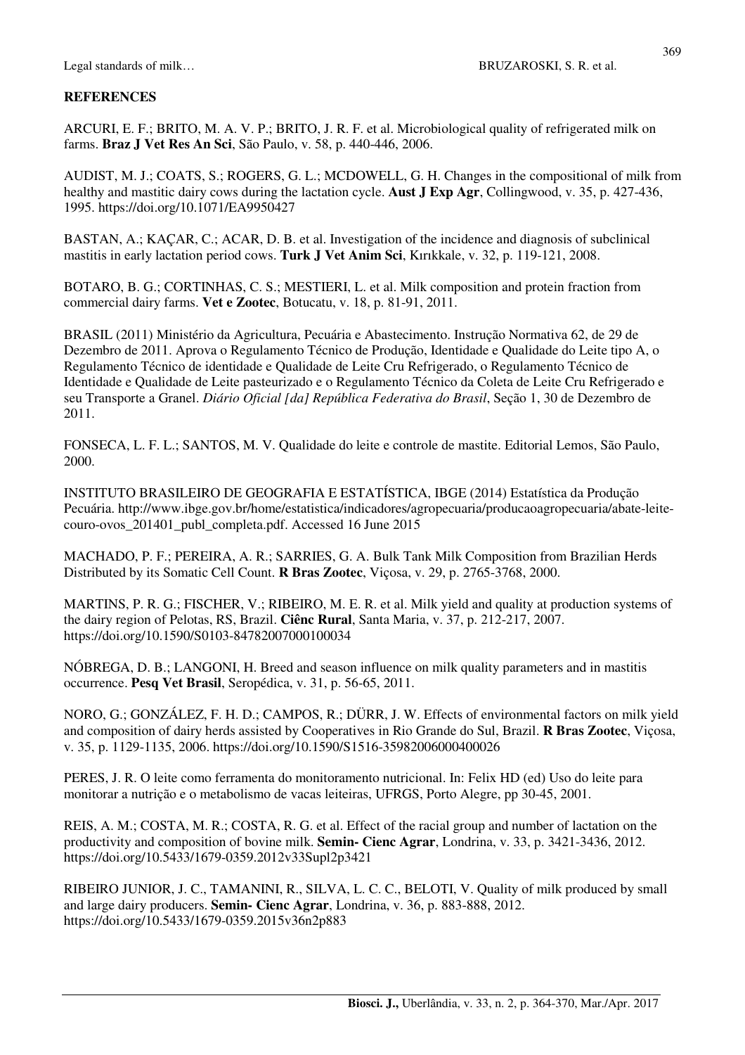**REFERENCES**

ARCURI, E. F.; BRITO, M. A. V. P.; BRITO, J. R. F. et al. Microbiological quality of refrigerated milk on farms. **Braz J Vet Res An Sci**, São Paulo, v. 58, p. 440-446, 2006.

AUDIST, M. J.; COATS, S.; ROGERS, G. L.; MCDOWELL, G. H. Changes in the compositional of milk from healthy and mastitic dairy cows during the lactation cycle. **Aust J Exp Agr**, Collingwood, v. 35, p. 427-436, 1995. https://doi.org/10.1071/EA9950427

BASTAN, A.; KAÇAR, C.; ACAR, D. B. et al. Investigation of the incidence and diagnosis of subclinical mastitis in early lactation period cows. **Turk J Vet Anim Sci**, Kırıkkale, v. 32, p. 119-121, 2008.

BOTARO, B. G.; CORTINHAS, C. S.; MESTIERI, L. et al. Milk composition and protein fraction from commercial dairy farms. **Vet e Zootec**, Botucatu, v. 18, p. 81-91, 2011.

BRASIL (2011) Ministério da Agricultura, Pecuária e Abastecimento. Instrução Normativa 62, de 29 de Dezembro de 2011. Aprova o Regulamento Técnico de Produção, Identidade e Qualidade do Leite tipo A, o Regulamento Técnico de identidade e Qualidade de Leite Cru Refrigerado, o Regulamento Técnico de Identidade e Qualidade de Leite pasteurizado e o Regulamento Técnico da Coleta de Leite Cru Refrigerado e seu Transporte a Granel. *Diário Oficial [da] República Federativa do Brasil*, Seção 1, 30 de Dezembro de 2011.

FONSECA, L. F. L.; SANTOS, M. V. Qualidade do leite e controle de mastite. Editorial Lemos, São Paulo, 2000.

INSTITUTO BRASILEIRO DE GEOGRAFIA E ESTATÍSTICA, IBGE (2014) Estatística da Produção Pecuária. http://www.ibge.gov.br/home/estatistica/indicadores/agropecuaria/producaoagropecuaria/abate-leite-couro-ovos_201401_publ_completa.pdf. Accessed 16 June 2015

MACHADO, P. F.; PEREIRA, A. R.; SARRIES, G. A. Bulk Tank Milk Composition from Brazilian Herds Distributed by its Somatic Cell Count. **R Bras Zootec**, Viçosa, v. 29, p. 2765-3768, 2000.

MARTINS, P. R. G.; FISCHER, V.; RIBEIRO, M. E. R. et al. Milk yield and quality at production systems of the dairy region of Pelotas, RS, Brazil. **Ciênc Rural**, Santa Maria, v. 37, p. 212-217, 2007. https://doi.org/10.1590/S0103-84782007000100034

NÓBREGA, D. B.; LANGONI, H. Breed and season influence on milk quality parameters and in mastitis occurrence. **Pesq Vet Brasil**, Seropédica, v. 31, p. 56-65, 2011.

NORO, G.; GONZÁLEZ, F. H. D.; CAMPOS, R.; DÜRR, J. W. Effects of environmental factors on milk yield and composition of dairy herds assisted by Cooperatives in Rio Grande do Sul, Brazil. **R Bras Zootec**, Viçosa, v. 35, p. 1129-1135, 2006. https://doi.org/10.1590/S1516-35982006000400026

PERES, J. R. O leite como ferramenta do monitoramento nutricional. In: Felix HD (ed) Uso do leite para monitorar a nutrição e o metabolismo de vacas leiteiras, UFRGS, Porto Alegre, pp 30-45, 2001.

REIS, A. M.; COSTA, M. R.; COSTA, R. G. et al. Effect of the racial group and number of lactation on the productivity and composition of bovine milk. **Semin- Cienc Agrar**, Londrina, v. 33, p. 3421-3436, 2012. https://doi.org/10.5433/1679-0359.2012v33Supl2p3421

RIBEIRO JUNIOR, J. C., TAMANINI, R., SILVA, L. C. C., BELOTI, V. Quality of milk produced by small and large dairy producers. **Semin- Cienc Agrar**, Londrina, v. 36, p. 883-888, 2012. https://doi.org/10.5433/1679-0359.2015v36n2p883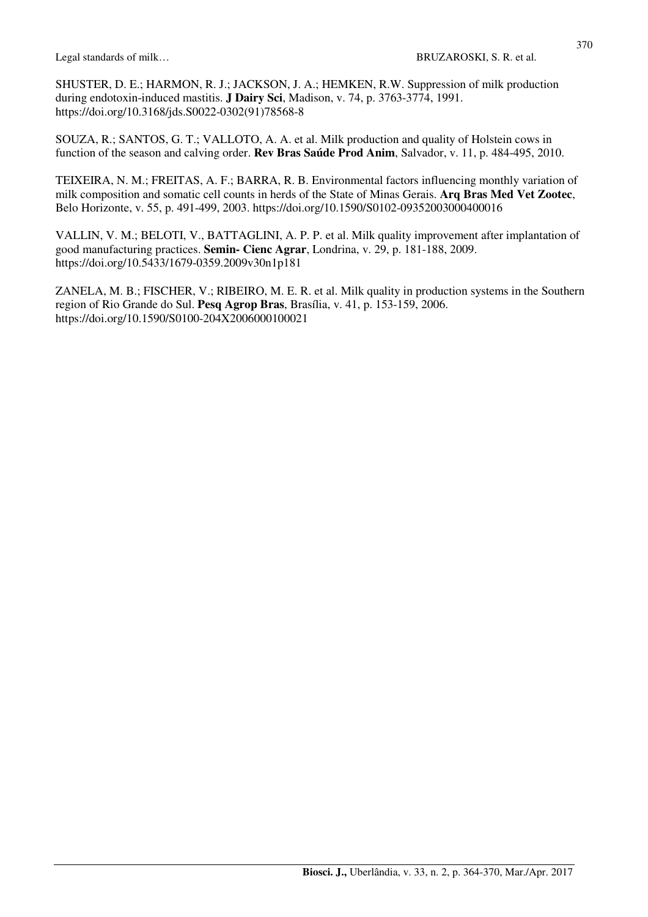SHUSTER, D. E.; HARMON, R. J.; JACKSON, J. A.; HEMKEN, R.W. Suppression of milk production during endotoxin-induced mastitis. **J Dairy Sci**, Madison, v. 74, p. 3763-3774, 1991. https://doi.org/10.3168/jds.S0022-0302(91)78568-8

SOUZA, R.; SANTOS, G. T.; VALLOTO, A. A. et al. Milk production and quality of Holstein cows in function of the season and calving order. **Rev Bras Saúde Prod Anim**, Salvador, v. 11, p. 484-495, 2010.

TEIXEIRA, N. M.; FREITAS, A. F.; BARRA, R. B. Environmental factors influencing monthly variation of milk composition and somatic cell counts in herds of the State of Minas Gerais. **Arq Bras Med Vet Zootec**, Belo Horizonte, v. 55, p. 491-499, 2003. https://doi.org/10.1590/S0102-09352003000400016

VALLIN, V. M.; BELOTI, V., BATTAGLINI, A. P. P. et al. Milk quality improvement after implantation of good manufacturing practices. **Semin- Cienc Agrar**, Londrina, v. 29, p. 181-188, 2009. https://doi.org/10.5433/1679-0359.2009v30n1p181

ZANELA, M. B.; FISCHER, V.; RIBEIRO, M. E. R. et al. Milk quality in production systems in the Southern region of Rio Grande do Sul. **Pesq Agrop Bras**, Brasília, v. 41, p. 153-159, 2006. https://doi.org/10.1590/S0100-204X2006000100021